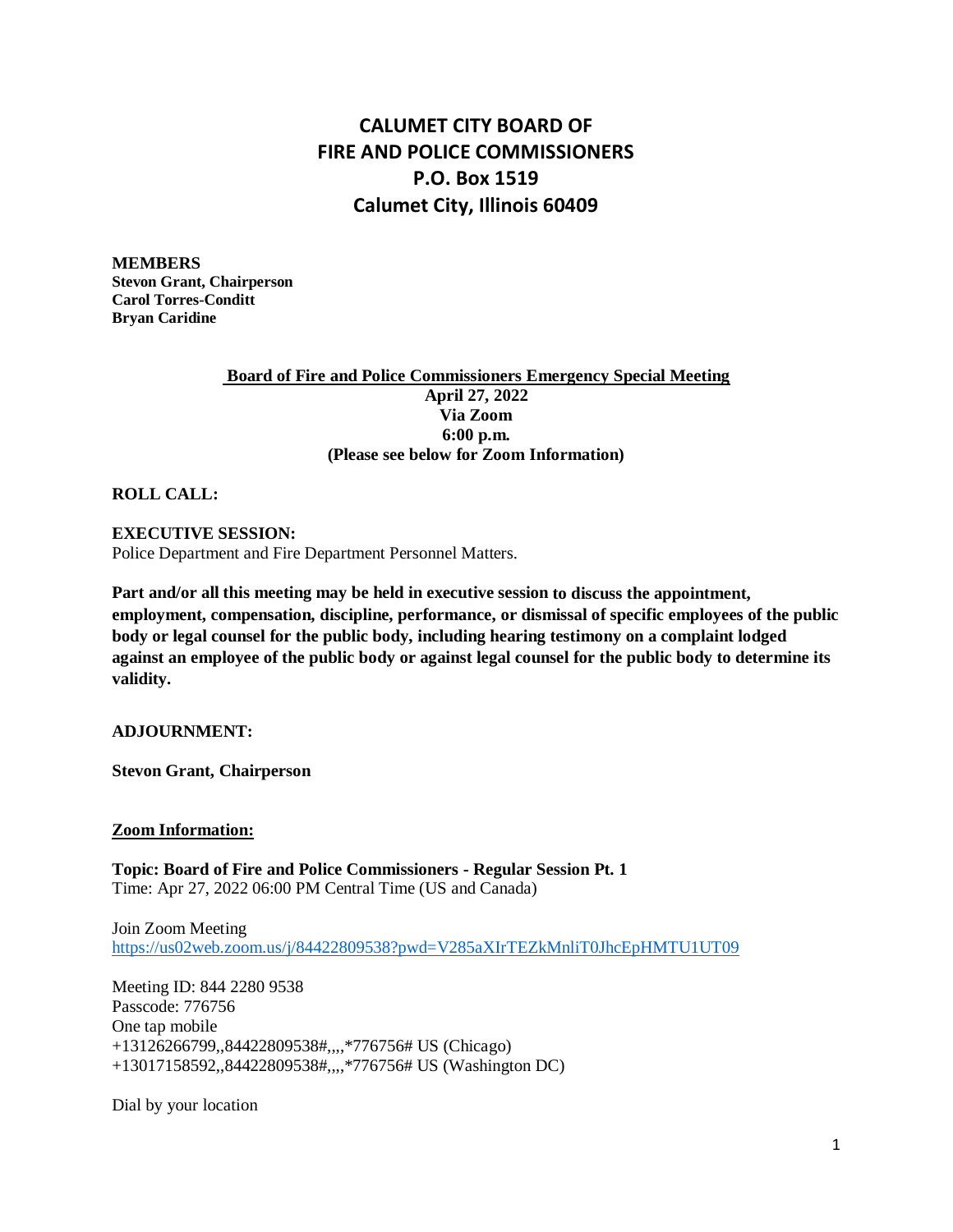# CALUMET CITY BOARD OF FIRE AND POLICE COMMISSIONERS
## P.O. Box 1519
## Calumet City, Illinois 60409

**MEMBERS**
**Stevon Grant, Chairperson**
**Carol Torres-Conditt**
**Bryan Caridine**

**Board of Fire and Police Commissioners Emergency Special Meeting**
**April 27, 2022**
**Via Zoom**
**6:00 p.m.**
**(Please see below for Zoom Information)**

**ROLL CALL:**

**EXECUTIVE SESSION:**
Police Department and Fire Department Personnel Matters.

**Part and/or all this meeting may be held in executive session to discuss the appointment, employment, compensation, discipline, performance, or dismissal of specific employees of the public body or legal counsel for the public body, including hearing testimony on a complaint lodged against an employee of the public body or against legal counsel for the public body to determine its validity.**

**ADJOURNMENT:**

**Stevon Grant, Chairperson**

**Zoom Information:**

**Topic: Board of Fire and Police Commissioners - Regular Session Pt. 1**
Time: Apr 27, 2022 06:00 PM Central Time (US and Canada)

Join Zoom Meeting
https://us02web.zoom.us/j/84422809538?pwd=V285aXIrTEZkMnliT0JhcEpHMTU1UT09

Meeting ID: 844 2280 9538
Passcode: 776756
One tap mobile
+13126266799,,84422809538#,,,,*776756# US (Chicago)
+13017158592,,84422809538#,,,,*776756# US (Washington DC)

Dial by your location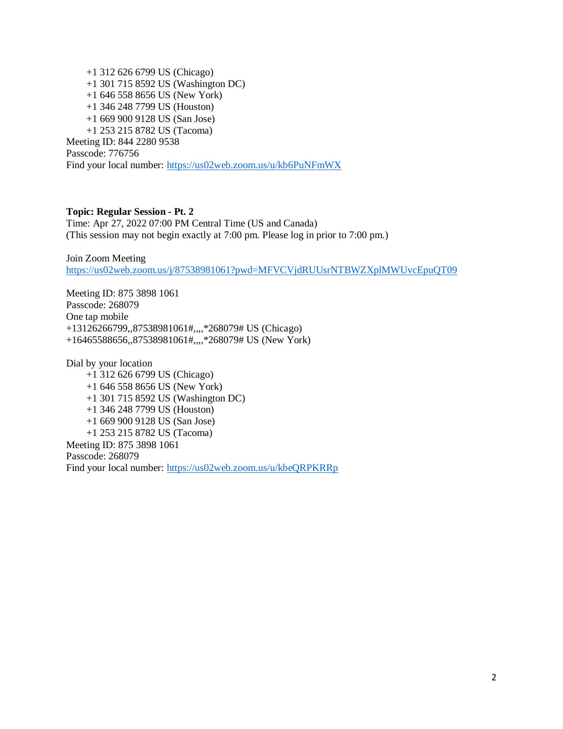+1 312 626 6799 US (Chicago)
+1 301 715 8592 US (Washington DC)
+1 646 558 8656 US (New York)
+1 346 248 7799 US (Houston)
+1 669 900 9128 US (San Jose)
+1 253 215 8782 US (Tacoma)

Meeting ID: 844 2280 9538
Passcode: 776756
Find your local number: https://us02web.zoom.us/u/kb6PuNFmWX

**Topic: Regular Session - Pt. 2**
Time: Apr 27, 2022 07:00 PM Central Time (US and Canada)
(This session may not begin exactly at 7:00 pm. Please log in prior to 7:00 pm.)

Join Zoom Meeting
https://us02web.zoom.us/j/87538981061?pwd=MFVCVjdRUUsrNTBWZXplMWUvcEpuQT09

Meeting ID: 875 3898 1061
Passcode: 268079
One tap mobile
+13126266799,,87538981061#,,,,*268079# US (Chicago)
+16465588656,,87538981061#,,,,*268079# US (New York)

Dial by your location
+1 312 626 6799 US (Chicago)
+1 646 558 8656 US (New York)
+1 301 715 8592 US (Washington DC)
+1 346 248 7799 US (Houston)
+1 669 900 9128 US (San Jose)
+1 253 215 8782 US (Tacoma)

Meeting ID: 875 3898 1061
Passcode: 268079
Find your local number: https://us02web.zoom.us/u/kbeQRPKRRp